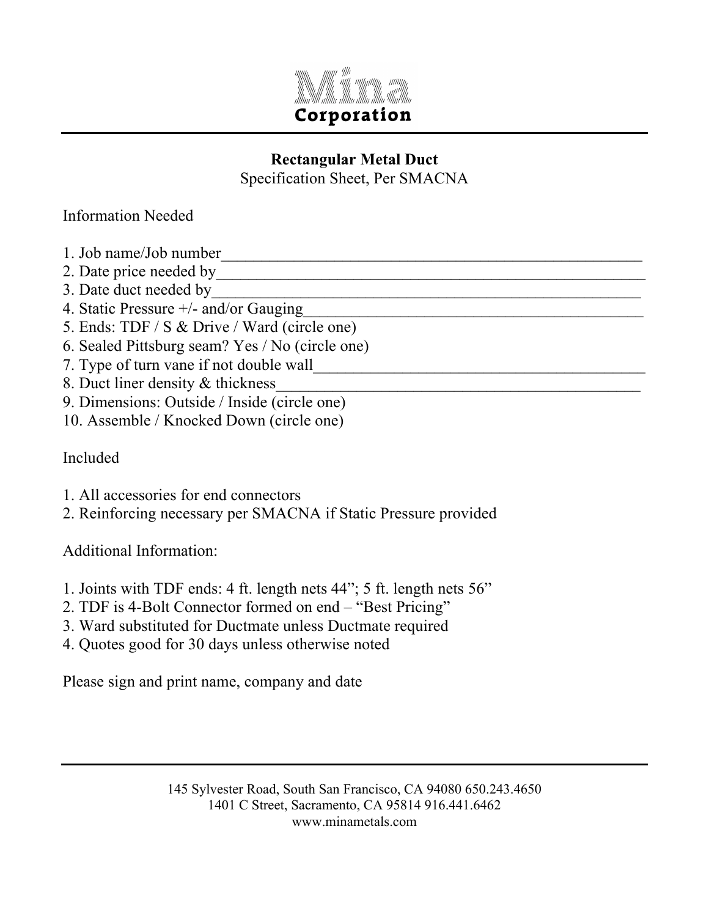**Mina Corporation**

## Rectangular Metal Duct

Specification Sheet, Per SMACNA

Information Needed

1. Job name/Job number_______________________________________________________
2. Date price needed by_______________________________________________________
3. Date duct needed by_______________________________________________________
4. Static Pressure +/- and/or Gauging__________________________________________
5. Ends: TDF / S & Drive / Ward (circle one)
6. Sealed Pittsburg seam? Yes / No (circle one)
7. Type of turn vane if not double wall_________________________________________
8. Duct liner density & thickness_____________________________________________
9. Dimensions: Outside / Inside (circle one)
10. Assemble / Knocked Down (circle one)

Included

1. All accessories for end connectors
2. Reinforcing necessary per SMACNA if Static Pressure provided

Additional Information:

1. Joints with TDF ends: 4 ft. length nets 44"; 5 ft. length nets 56"
2. TDF is 4-Bolt Connector formed on end – "Best Pricing"
3. Ward substituted for Ductmate unless Ductmate required
4. Quotes good for 30 days unless otherwise noted

Please sign and print name, company and date

145 Sylvester Road, South San Francisco, CA 94080 650.243.4650
1401 C Street, Sacramento, CA 95814 916.441.6462
www.minametals.com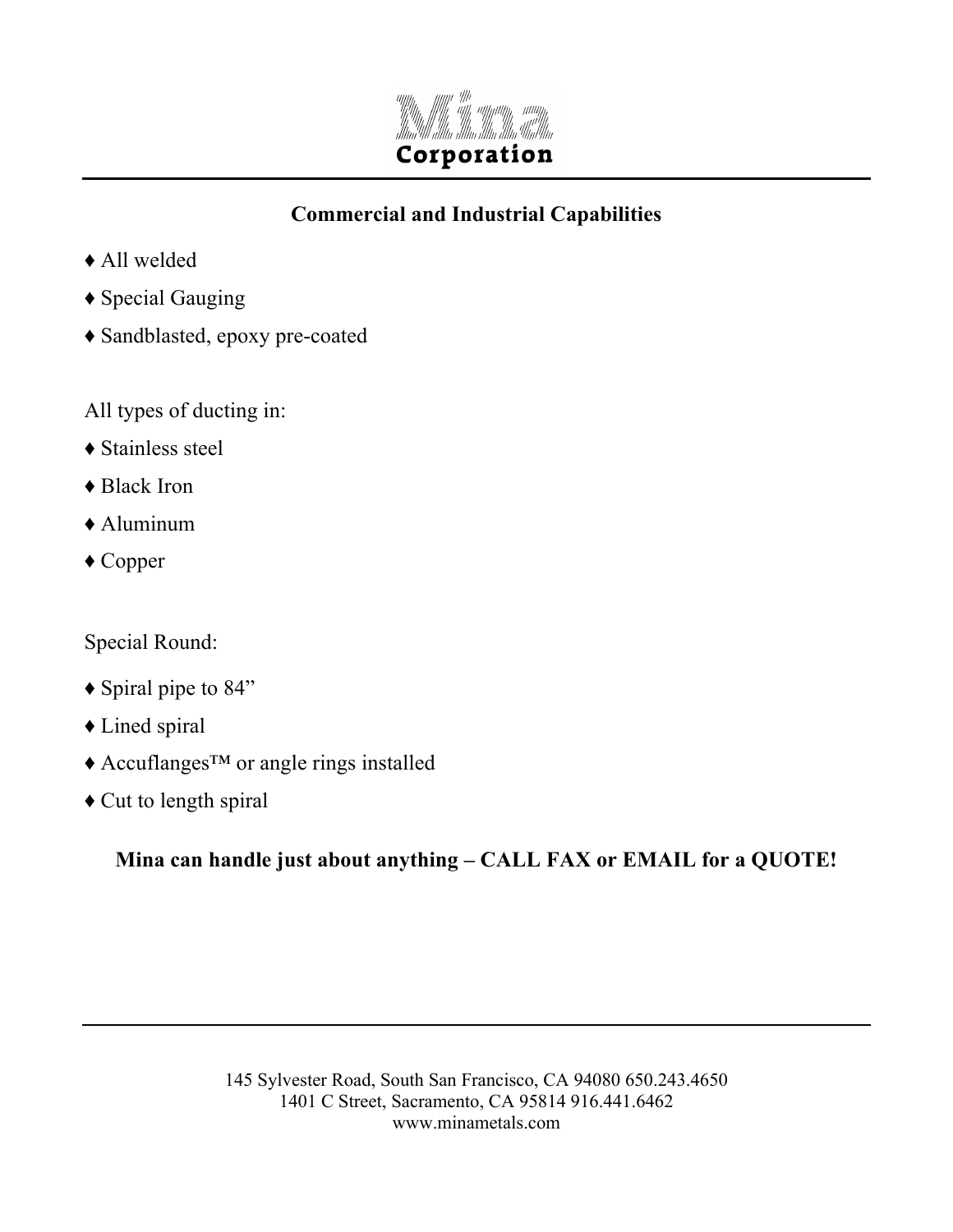# Mina Corporation

## Commercial and Industrial Capabilities

♦ All welded

♦ Special Gauging

♦ Sandblasted, epoxy pre-coated

All types of ducting in:

♦ Stainless steel

♦ Black Iron

♦ Aluminum

♦ Copper

Special Round:

♦ Spiral pipe to 84”

♦ Lined spiral

♦ Accuflanges™ or angle rings installed

♦ Cut to length spiral

**Mina can handle just about anything – CALL FAX or EMAIL for a QUOTE!**

145 Sylvester Road, South San Francisco, CA 94080 650.243.4650
1401 C Street, Sacramento, CA 95814 916.441.6462
www.minametals.com